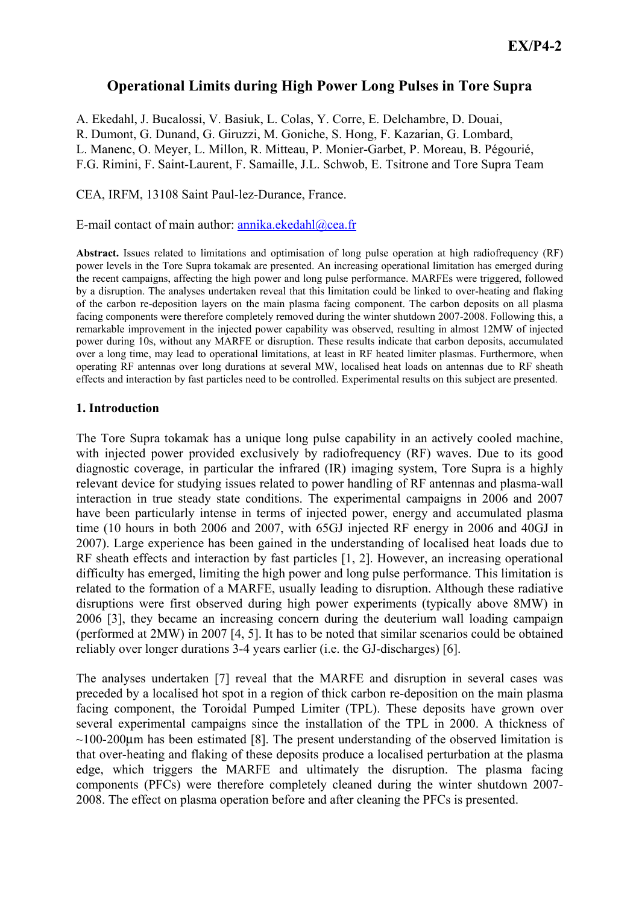# Operational Limits during High Power Long Pulses in Tore Supra

A. Ekedahl, J. Bucalossi, V. Basiuk, L. Colas, Y. Corre, E. Delchambre, D. Douai, R. Dumont, G. Dunand, G. Giruzzi, M. Goniche, S. Hong, F. Kazarian, G. Lombard, L. Manenc, O. Meyer, L. Millon, R. Mitteau, P. Monier-Garbet, P. Moreau, B. Pégourié, F.G. Rimini, F. Saint-Laurent, F. Samaille, J.L. Schwob, E. Tsitrone and Tore Supra Team

CEA, IRFM, 13108 Saint Paul-lez-Durance, France.

E-mail contact of main author: annika.ekedahl@cea.fr

**Abstract.** Issues related to limitations and optimisation of long pulse operation at high radiofrequency (RF) power levels in the Tore Supra tokamak are presented. An increasing operational limitation has emerged during the recent campaigns, affecting the high power and long pulse performance. MARFEs were triggered, followed by a disruption. The analyses undertaken reveal that this limitation could be linked to over-heating and flaking of the carbon re-deposition layers on the main plasma facing component. The carbon deposits on all plasma facing components were therefore completely removed during the winter shutdown 2007-2008. Following this, a remarkable improvement in the injected power capability was observed, resulting in almost 12MW of injected power during 10s, without any MARFE or disruption. These results indicate that carbon deposits, accumulated over a long time, may lead to operational limitations, at least in RF heated limiter plasmas. Furthermore, when operating RF antennas over long durations at several MW, localised heat loads on antennas due to RF sheath effects and interaction by fast particles need to be controlled. Experimental results on this subject are presented.

## 1. Introduction

The Tore Supra tokamak has a unique long pulse capability in an actively cooled machine, with injected power provided exclusively by radiofrequency (RF) waves. Due to its good diagnostic coverage, in particular the infrared (IR) imaging system, Tore Supra is a highly relevant device for studying issues related to power handling of RF antennas and plasma-wall interaction in true steady state conditions. The experimental campaigns in 2006 and 2007 have been particularly intense in terms of injected power, energy and accumulated plasma time (10 hours in both 2006 and 2007, with 65GJ injected RF energy in 2006 and 40GJ in 2007). Large experience has been gained in the understanding of localised heat loads due to RF sheath effects and interaction by fast particles [1, 2]. However, an increasing operational difficulty has emerged, limiting the high power and long pulse performance. This limitation is related to the formation of a MARFE, usually leading to disruption. Although these radiative disruptions were first observed during high power experiments (typically above 8MW) in 2006 [3], they became an increasing concern during the deuterium wall loading campaign (performed at 2MW) in 2007 [4, 5]. It has to be noted that similar scenarios could be obtained reliably over longer durations 3-4 years earlier (i.e. the GJ-discharges) [6].

The analyses undertaken [7] reveal that the MARFE and disruption in several cases was preceded by a localised hot spot in a region of thick carbon re-deposition on the main plasma facing component, the Toroidal Pumped Limiter (TPL). These deposits have grown over several experimental campaigns since the installation of the TPL in 2000. A thickness of ~100-200μm has been estimated [8]. The present understanding of the observed limitation is that over-heating and flaking of these deposits produce a localised perturbation at the plasma edge, which triggers the MARFE and ultimately the disruption. The plasma facing components (PFCs) were therefore completely cleaned during the winter shutdown 2007-2008. The effect on plasma operation before and after cleaning the PFCs is presented.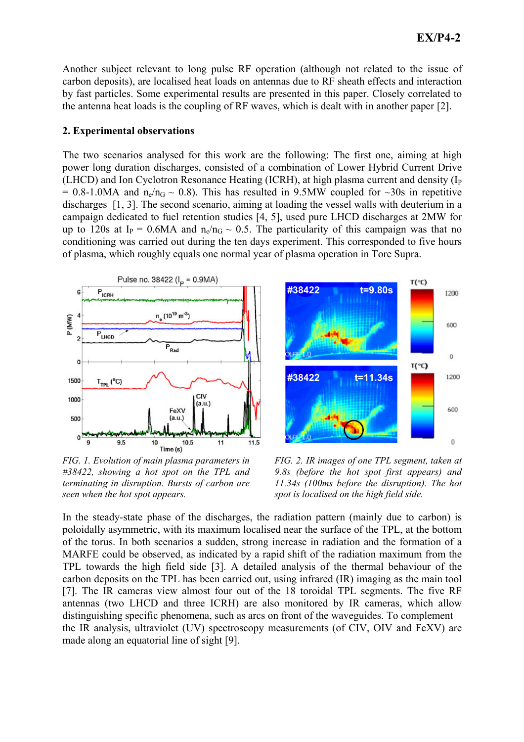Another subject relevant to long pulse RF operation (although not related to the issue of carbon deposits), are localised heat loads on antennas due to RF sheath effects and interaction by fast particles. Some experimental results are presented in this paper. Closely correlated to the antenna heat loads is the coupling of RF waves, which is dealt with in another paper [2].

## 2. Experimental observations

The two scenarios analysed for this work are the following: The first one, aiming at high power long duration discharges, consisted of a combination of Lower Hybrid Current Drive (LHCD) and Ion Cyclotron Resonance Heating (ICRH), at high plasma current and density ($I_P$ = 0.8-1.0MA and $n_e/n_G \sim 0.8$). This has resulted in 9.5MW coupled for ~30s in repetitive discharges [1, 3]. The second scenario, aiming at loading the vessel walls with deuterium in a campaign dedicated to fuel retention studies [4, 5], used pure LHCD discharges at 2MW for up to 120s at $I_P$ = 0.6MA and $n_e/n_G \sim 0.5$. The particularity of this campaign was that no conditioning was carried out during the ten days experiment. This corresponded to five hours of plasma, which roughly equals one normal year of plasma operation in Tore Supra.

*FIG. 1. Evolution of main plasma parameters in #38422, showing a hot spot on the TPL and terminating in disruption. Bursts of carbon are seen when the hot spot appears.*

*FIG. 2. IR images of one TPL segment, taken at 9.8s (before the hot spot first appears) and 11.34s (100ms before the disruption). The hot spot is localised on the high field side.*

In the steady-state phase of the discharges, the radiation pattern (mainly due to carbon) is poloidally asymmetric, with its maximum localised near the surface of the TPL, at the bottom of the torus. In both scenarios a sudden, strong increase in radiation and the formation of a MARFE could be observed, as indicated by a rapid shift of the radiation maximum from the TPL towards the high field side [3]. A detailed analysis of the thermal behaviour of the carbon deposits on the TPL has been carried out, using infrared (IR) imaging as the main tool [7]. The IR cameras view almost four out of the 18 toroidal TPL segments. The five RF antennas (two LHCD and three ICRH) are also monitored by IR cameras, which allow distinguishing specific phenomena, such as arcs on front of the waveguides. To complement the IR analysis, ultraviolet (UV) spectroscopy measurements (of CIV, OIV and FeXV) are made along an equatorial line of sight [9].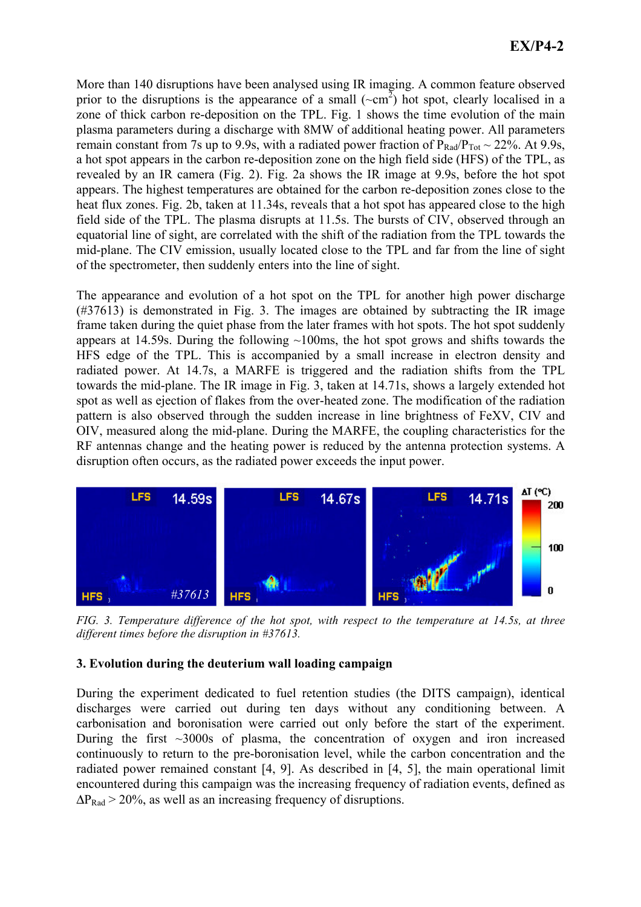More than 140 disruptions have been analysed using IR imaging. A common feature observed prior to the disruptions is the appearance of a small (~$cm^2$) hot spot, clearly localised in a zone of thick carbon re-deposition on the TPL. Fig. 1 shows the time evolution of the main plasma parameters during a discharge with 8MW of additional heating power. All parameters remain constant from 7s up to 9.9s, with a radiated power fraction of $P_{Rad}/P_{Tot}$ ~ 22%. At 9.9s, a hot spot appears in the carbon re-deposition zone on the high field side (HFS) of the TPL, as revealed by an IR camera (Fig. 2). Fig. 2a shows the IR image at 9.9s, before the hot spot appears. The highest temperatures are obtained for the carbon re-deposition zones close to the heat flux zones. Fig. 2b, taken at 11.34s, reveals that a hot spot has appeared close to the high field side of the TPL. The plasma disrupts at 11.5s. The bursts of CIV, observed through an equatorial line of sight, are correlated with the shift of the radiation from the TPL towards the mid-plane. The CIV emission, usually located close to the TPL and far from the line of sight of the spectrometer, then suddenly enters into the line of sight.

The appearance and evolution of a hot spot on the TPL for another high power discharge (#37613) is demonstrated in Fig. 3. The images are obtained by subtracting the IR image frame taken during the quiet phase from the later frames with hot spots. The hot spot suddenly appears at 14.59s. During the following ~100ms, the hot spot grows and shifts towards the HFS edge of the TPL. This is accompanied by a small increase in electron density and radiated power. At 14.7s, a MARFE is triggered and the radiation shifts from the TPL towards the mid-plane. The IR image in Fig. 3, taken at 14.71s, shows a largely extended hot spot as well as ejection of flakes from the over-heated zone. The modification of the radiation pattern is also observed through the sudden increase in line brightness of FeXV, CIV and OIV, measured along the mid-plane. During the MARFE, the coupling characteristics for the RF antennas change and the heating power is reduced by the antenna protection systems. A disruption often occurs, as the radiated power exceeds the input power.

*FIG. 3. Temperature difference of the hot spot, with respect to the temperature at 14.5s, at three different times before the disruption in #37613.*

### 3. Evolution during the deuterium wall loading campaign

During the experiment dedicated to fuel retention studies (the DITS campaign), identical discharges were carried out during ten days without any conditioning between. A carbonisation and boronisation were carried out only before the start of the experiment. During the first ~3000s of plasma, the concentration of oxygen and iron increased continuously to return to the pre-boronisation level, while the carbon concentration and the radiated power remained constant [4, 9]. As described in [4, 5], the main operational limit encountered during this campaign was the increasing frequency of radiation events, defined as $\Delta P_{Rad}$ > 20%, as well as an increasing frequency of disruptions.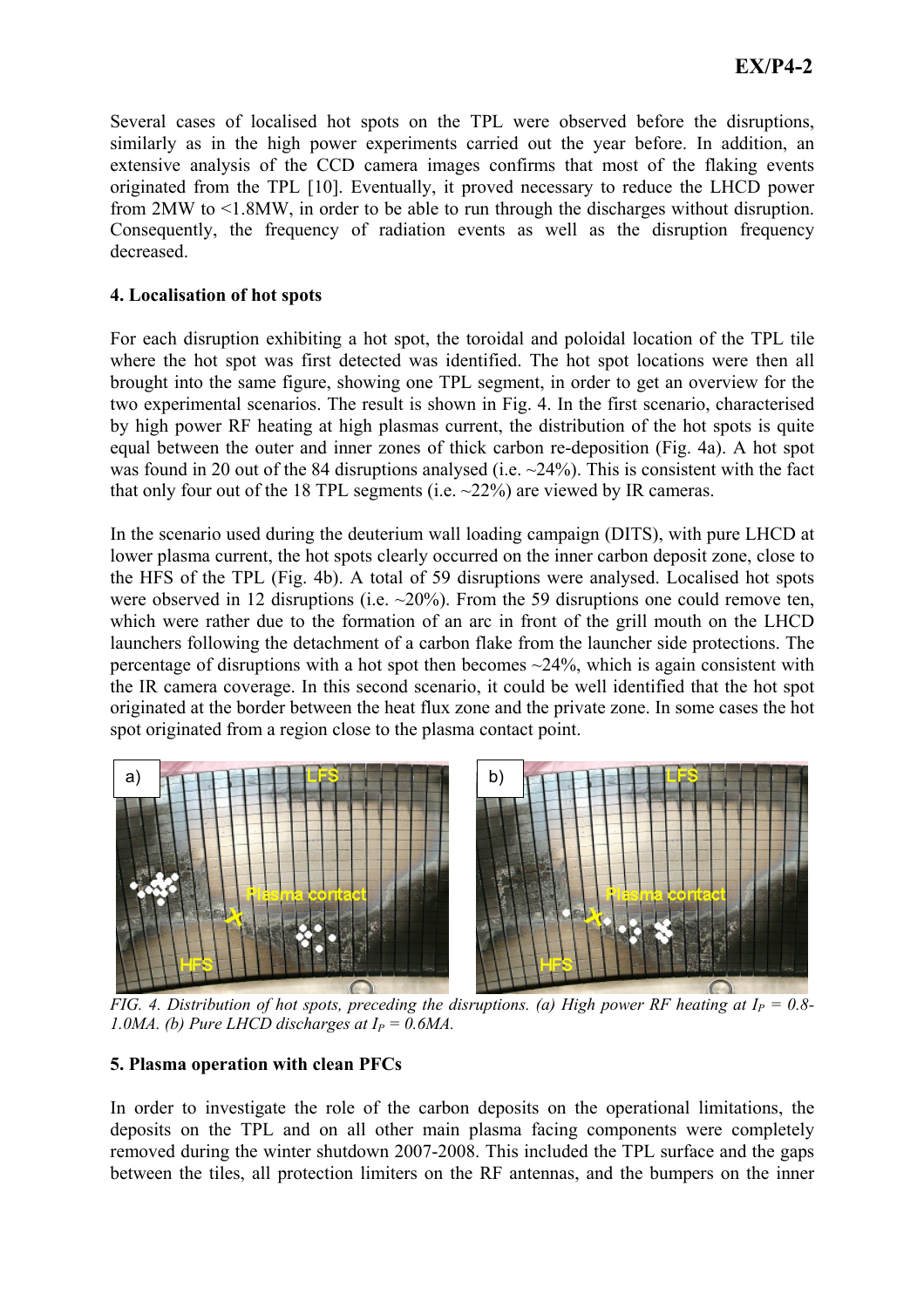Several cases of localised hot spots on the TPL were observed before the disruptions, similarly as in the high power experiments carried out the year before. In addition, an extensive analysis of the CCD camera images confirms that most of the flaking events originated from the TPL [10]. Eventually, it proved necessary to reduce the LHCD power from 2MW to <1.8MW, in order to be able to run through the discharges without disruption. Consequently, the frequency of radiation events as well as the disruption frequency decreased.

## 4. Localisation of hot spots

For each disruption exhibiting a hot spot, the toroidal and poloidal location of the TPL tile where the hot spot was first detected was identified. The hot spot locations were then all brought into the same figure, showing one TPL segment, in order to get an overview for the two experimental scenarios. The result is shown in Fig. 4. In the first scenario, characterised by high power RF heating at high plasmas current, the distribution of the hot spots is quite equal between the outer and inner zones of thick carbon re-deposition (Fig. 4a). A hot spot was found in 20 out of the 84 disruptions analysed (i.e. ~24%). This is consistent with the fact that only four out of the 18 TPL segments (i.e. ~22%) are viewed by IR cameras.

In the scenario used during the deuterium wall loading campaign (DITS), with pure LHCD at lower plasma current, the hot spots clearly occurred on the inner carbon deposit zone, close to the HFS of the TPL (Fig. 4b). A total of 59 disruptions were analysed. Localised hot spots were observed in 12 disruptions (i.e. ~20%). From the 59 disruptions one could remove ten, which were rather due to the formation of an arc in front of the grill mouth on the LHCD launchers following the detachment of a carbon flake from the launcher side protections. The percentage of disruptions with a hot spot then becomes ~24%, which is again consistent with the IR camera coverage. In this second scenario, it could be well identified that the hot spot originated at the border between the heat flux zone and the private zone. In some cases the hot spot originated from a region close to the plasma contact point.

*FIG. 4. Distribution of hot spots, preceding the disruptions. (a) High power RF heating at $I_P$ = 0.8-1.0MA. (b) Pure LHCD discharges at $I_P$ = 0.6MA.*

## 5. Plasma operation with clean PFCs

In order to investigate the role of the carbon deposits on the operational limitations, the deposits on the TPL and on all other main plasma facing components were completely removed during the winter shutdown 2007-2008. This included the TPL surface and the gaps between the tiles, all protection limiters on the RF antennas, and the bumpers on the inner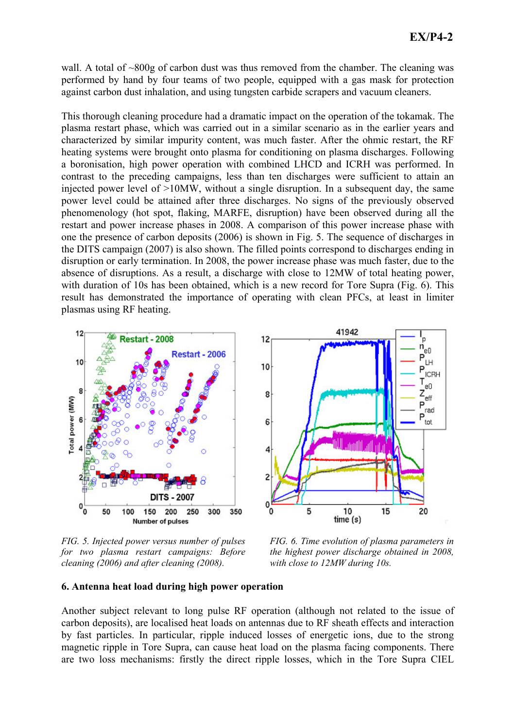wall. A total of ~800g of carbon dust was thus removed from the chamber. The cleaning was performed by hand by four teams of two people, equipped with a gas mask for protection against carbon dust inhalation, and using tungsten carbide scrapers and vacuum cleaners.

This thorough cleaning procedure had a dramatic impact on the operation of the tokamak. The plasma restart phase, which was carried out in a similar scenario as in the earlier years and characterized by similar impurity content, was much faster. After the ohmic restart, the RF heating systems were brought onto plasma for conditioning on plasma discharges. Following a boronisation, high power operation with combined LHCD and ICRH was performed. In contrast to the preceding campaigns, less than ten discharges were sufficient to attain an injected power level of >10MW, without a single disruption. In a subsequent day, the same power level could be attained after three discharges. No signs of the previously observed phenomenology (hot spot, flaking, MARFE, disruption) have been observed during all the restart and power increase phases in 2008. A comparison of this power increase phase with one the presence of carbon deposits (2006) is shown in Fig. 5. The sequence of discharges in the DITS campaign (2007) is also shown. The filled points correspond to discharges ending in disruption or early termination. In 2008, the power increase phase was much faster, due to the absence of disruptions. As a result, a discharge with close to 12MW of total heating power, with duration of 10s has been obtained, which is a new record for Tore Supra (Fig. 6). This result has demonstrated the importance of operating with clean PFCs, at least in limiter plasmas using RF heating.

*FIG. 5. Injected power versus number of pulses for two plasma restart campaigns: Before cleaning (2006) and after cleaning (2008).*

*FIG. 6. Time evolution of plasma parameters in the highest power discharge obtained in 2008, with close to 12MW during 10s.*

## 6. Antenna heat load during high power operation

Another subject relevant to long pulse RF operation (although not related to the issue of carbon deposits), are localised heat loads on antennas due to RF sheath effects and interaction by fast particles. In particular, ripple induced losses of energetic ions, due to the strong magnetic ripple in Tore Supra, can cause heat load on the plasma facing components. There are two loss mechanisms: firstly the direct ripple losses, which in the Tore Supra CIEL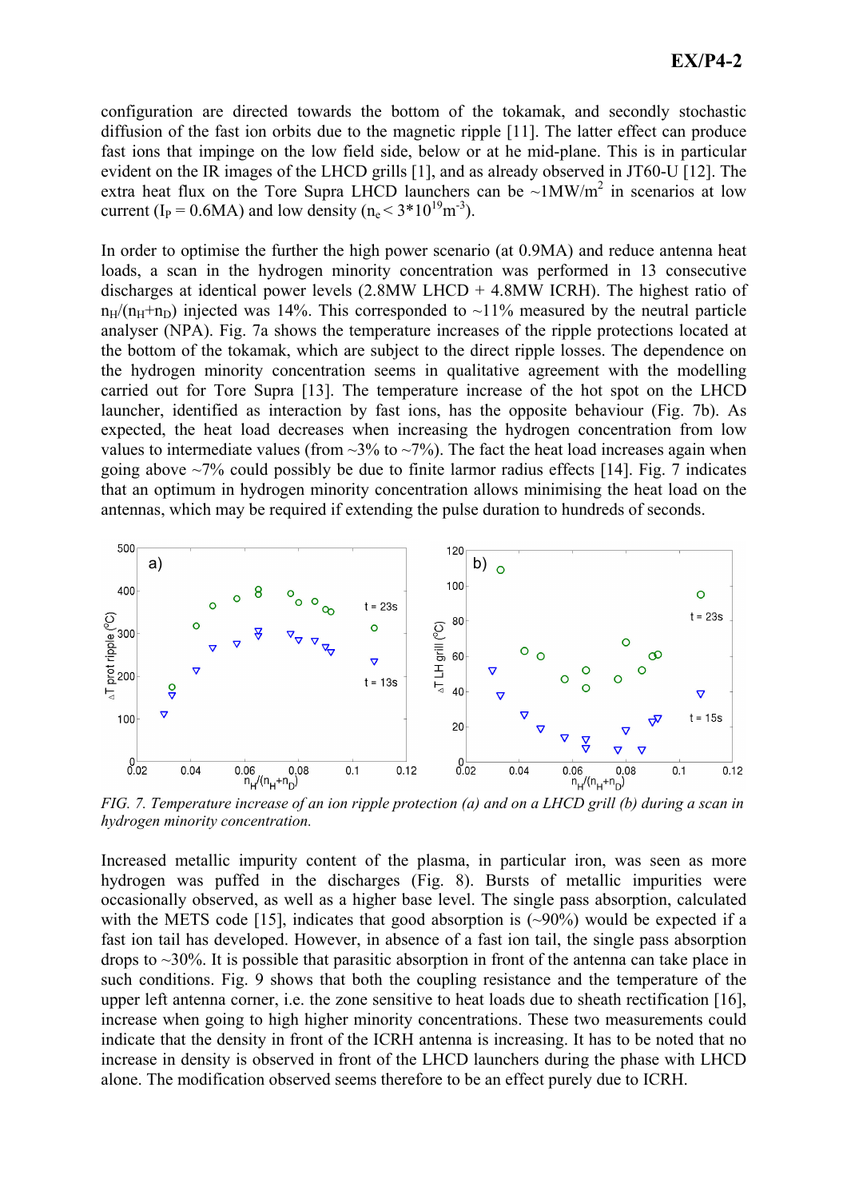configuration are directed towards the bottom of the tokamak, and secondly stochastic diffusion of the fast ion orbits due to the magnetic ripple [11]. The latter effect can produce fast ions that impinge on the low field side, below or at he mid-plane. This is in particular evident on the IR images of the LHCD grills [1], and as already observed in JT60-U [12]. The extra heat flux on the Tore Supra LHCD launchers can be ~1MW/m$^2$ in scenarios at low current ($I_P$ = 0.6MA) and low density ($n_e < 3*10^{19}m^{-3}$).

In order to optimise the further the high power scenario (at 0.9MA) and reduce antenna heat loads, a scan in the hydrogen minority concentration was performed in 13 consecutive discharges at identical power levels (2.8MW LHCD + 4.8MW ICRH). The highest ratio of $n_H/(n_H+n_D)$ injected was 14%. This corresponded to ~11% measured by the neutral particle analyser (NPA). Fig. 7a shows the temperature increases of the ripple protections located at the bottom of the tokamak, which are subject to the direct ripple losses. The dependence on the hydrogen minority concentration seems in qualitative agreement with the modelling carried out for Tore Supra [13]. The temperature increase of the hot spot on the LHCD launcher, identified as interaction by fast ions, has the opposite behaviour (Fig. 7b). As expected, the heat load decreases when increasing the hydrogen concentration from low values to intermediate values (from ~3% to ~7%). The fact the heat load increases again when going above ~7% could possibly be due to finite larmor radius effects [14]. Fig. 7 indicates that an optimum in hydrogen minority concentration allows minimising the heat load on the antennas, which may be required if extending the pulse duration to hundreds of seconds.

*FIG. 7. Temperature increase of an ion ripple protection (a) and on a LHCD grill (b) during a scan in hydrogen minority concentration.*

Increased metallic impurity content of the plasma, in particular iron, was seen as more hydrogen was puffed in the discharges (Fig. 8). Bursts of metallic impurities were occasionally observed, as well as a higher base level. The single pass absorption, calculated with the METS code [15], indicates that good absorption is (~90%) would be expected if a fast ion tail has developed. However, in absence of a fast ion tail, the single pass absorption drops to ~30%. It is possible that parasitic absorption in front of the antenna can take place in such conditions. Fig. 9 shows that both the coupling resistance and the temperature of the upper left antenna corner, i.e. the zone sensitive to heat loads due to sheath rectification [16], increase when going to high higher minority concentrations. These two measurements could indicate that the density in front of the ICRH antenna is increasing. It has to be noted that no increase in density is observed in front of the LHCD launchers during the phase with LHCD alone. The modification observed seems therefore to be an effect purely due to ICRH.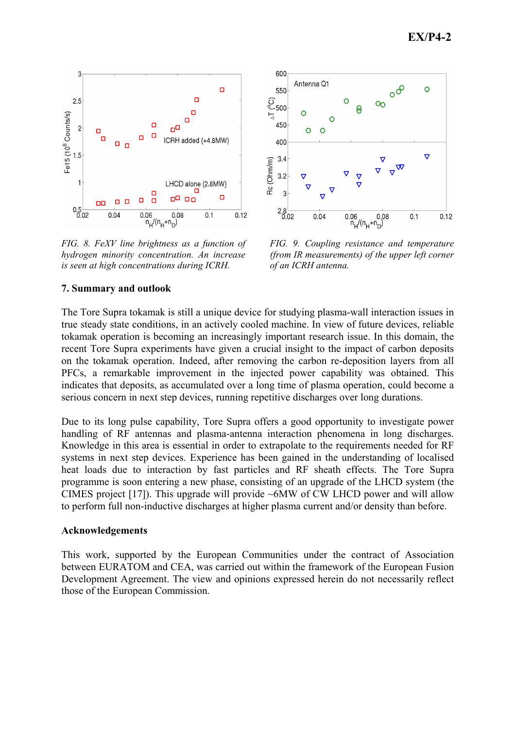*FIG. 8. FeXV line brightness as a function of hydrogen minority concentration. An increase is seen at high concentrations during ICRH.*

*FIG. 9. Coupling resistance and temperature (from IR measurements) of the upper left corner of an ICRH antenna.*

## 7. Summary and outlook

The Tore Supra tokamak is still a unique device for studying plasma-wall interaction issues in true steady state conditions, in an actively cooled machine. In view of future devices, reliable tokamak operation is becoming an increasingly important research issue. In this domain, the recent Tore Supra experiments have given a crucial insight to the impact of carbon deposits on the tokamak operation. Indeed, after removing the carbon re-deposition layers from all PFCs, a remarkable improvement in the injected power capability was obtained. This indicates that deposits, as accumulated over a long time of plasma operation, could become a serious concern in next step devices, running repetitive discharges over long durations.

Due to its long pulse capability, Tore Supra offers a good opportunity to investigate power handling of RF antennas and plasma-antenna interaction phenomena in long discharges. Knowledge in this area is essential in order to extrapolate to the requirements needed for RF systems in next step devices. Experience has been gained in the understanding of localised heat loads due to interaction by fast particles and RF sheath effects. The Tore Supra programme is soon entering a new phase, consisting of an upgrade of the LHCD system (the CIMES project [17]). This upgrade will provide ~6MW of CW LHCD power and will allow to perform full non-inductive discharges at higher plasma current and/or density than before.

## Acknowledgements

This work, supported by the European Communities under the contract of Association between EURATOM and CEA, was carried out within the framework of the European Fusion Development Agreement. The view and opinions expressed herein do not necessarily reflect those of the European Commission.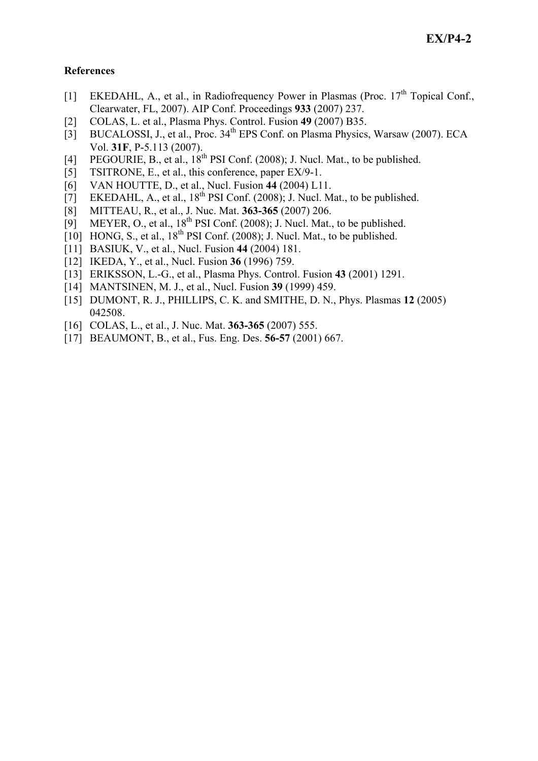### References

[1] EKEDAHL, A., et al., in Radiofrequency Power in Plasmas (Proc. 17th Topical Conf., Clearwater, FL, 2007). AIP Conf. Proceedings **933** (2007) 237.
[2] COLAS, L. et al., Plasma Phys. Control. Fusion **49** (2007) B35.
[3] BUCALOSSI, J., et al., Proc. 34th EPS Conf. on Plasma Physics, Warsaw (2007). ECA Vol. **31F**, P-5.113 (2007).
[4] PEGOURIE, B., et al., 18th PSI Conf. (2008); J. Nucl. Mat., to be published.
[5] TSITRONE, E., et al., this conference, paper EX/9-1.
[6] VAN HOUTTE, D., et al., Nucl. Fusion **44** (2004) L11.
[7] EKEDAHL, A., et al., 18th PSI Conf. (2008); J. Nucl. Mat., to be published.
[8] MITTEAU, R., et al., J. Nuc. Mat. **363-365** (2007) 206.
[9] MEYER, O., et al., 18th PSI Conf. (2008); J. Nucl. Mat., to be published.
[10] HONG, S., et al., 18th PSI Conf. (2008); J. Nucl. Mat., to be published.
[11] BASIUK, V., et al., Nucl. Fusion **44** (2004) 181.
[12] IKEDA, Y., et al., Nucl. Fusion **36** (1996) 759.
[13] ERIKSSON, L.-G., et al., Plasma Phys. Control. Fusion **43** (2001) 1291.
[14] MANTSINEN, M. J., et al., Nucl. Fusion **39** (1999) 459.
[15] DUMONT, R. J., PHILLIPS, C. K. and SMITHE, D. N., Phys. Plasmas **12** (2005) 042508.
[16] COLAS, L., et al., J. Nuc. Mat. **363-365** (2007) 555.
[17] BEAUMONT, B., et al., Fus. Eng. Des. **56-57** (2001) 667.